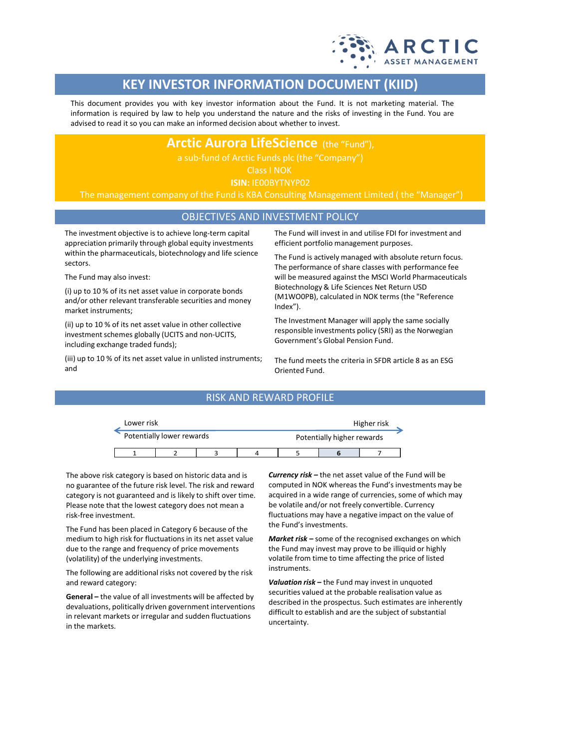# KEY INVESTOR INFORMATION DOCUMENT (KIID)

This document provides you with key investor information about the Fund. It is not marketing material. The information is required by law to help you understand the nature and the risks of investing in the Fund. You are advised to read it so you can make an informed decision about whether to invest.

**Arctic Aurora LifeScience** (the "Fund"),
a sub-fund of Arctic Funds plc (the "Company")
Class I NOK
**ISIN:** IE00BYTNYP02
The management company of the Fund is KBA Consulting Management Limited ( the "Manager")

## OBJECTIVES AND INVESTMENT POLICY

The investment objective is to achieve long-term capital appreciation primarily through global equity investments within the pharmaceuticals, biotechnology and life science sectors.

The Fund may also invest:

(i) up to 10 % of its net asset value in corporate bonds and/or other relevant transferable securities and money market instruments;

(ii) up to 10 % of its net asset value in other collective investment schemes globally (UCITS and non-UCITS, including exchange traded funds);

(iii) up to 10 % of its net asset value in unlisted instruments; and

The Fund will invest in and utilise FDI for investment and efficient portfolio management purposes.

The Fund is actively managed with absolute return focus. The performance of share classes with performance fee will be measured against the MSCI World Pharmaceuticals Biotechnology & Life Sciences Net Return USD (M1WO0PB), calculated in NOK terms (the "Reference Index").

The Investment Manager will apply the same socially responsible investments policy (SRI) as the Norwegian Government's Global Pension Fund.

The fund meets the criteria in SFDR article 8 as an ESG Oriented Fund.

## RISK AND REWARD PROFILE

| Lower risk<br>Potentially lower rewards | | | | | | Higher risk<br>Potentially higher rewards |
|---|---|---|---|---|---|---|
| 1 | 2 | 3 | 4 | 5 | **6** | 7 |

The above risk category is based on historic data and is no guarantee of the future risk level. The risk and reward category is not guaranteed and is likely to shift over time. Please note that the lowest category does not mean a risk-free investment.

The Fund has been placed in Category 6 because of the medium to high risk for fluctuations in its net asset value due to the range and frequency of price movements (volatility) of the underlying investments.

The following are additional risks not covered by the risk and reward category:

**General –** the value of all investments will be affected by devaluations, politically driven government interventions in relevant markets or irregular and sudden fluctuations in the markets.

***Currency risk –*** the net asset value of the Fund will be computed in NOK whereas the Fund's investments may be acquired in a wide range of currencies, some of which may be volatile and/or not freely convertible. Currency fluctuations may have a negative impact on the value of the Fund's investments.

***Market risk –*** some of the recognised exchanges on which the Fund may invest may prove to be illiquid or highly volatile from time to time affecting the price of listed instruments.

***Valuation risk –*** the Fund may invest in unquoted securities valued at the probable realisation value as described in the prospectus. Such estimates are inherently difficult to establish and are the subject of substantial uncertainty.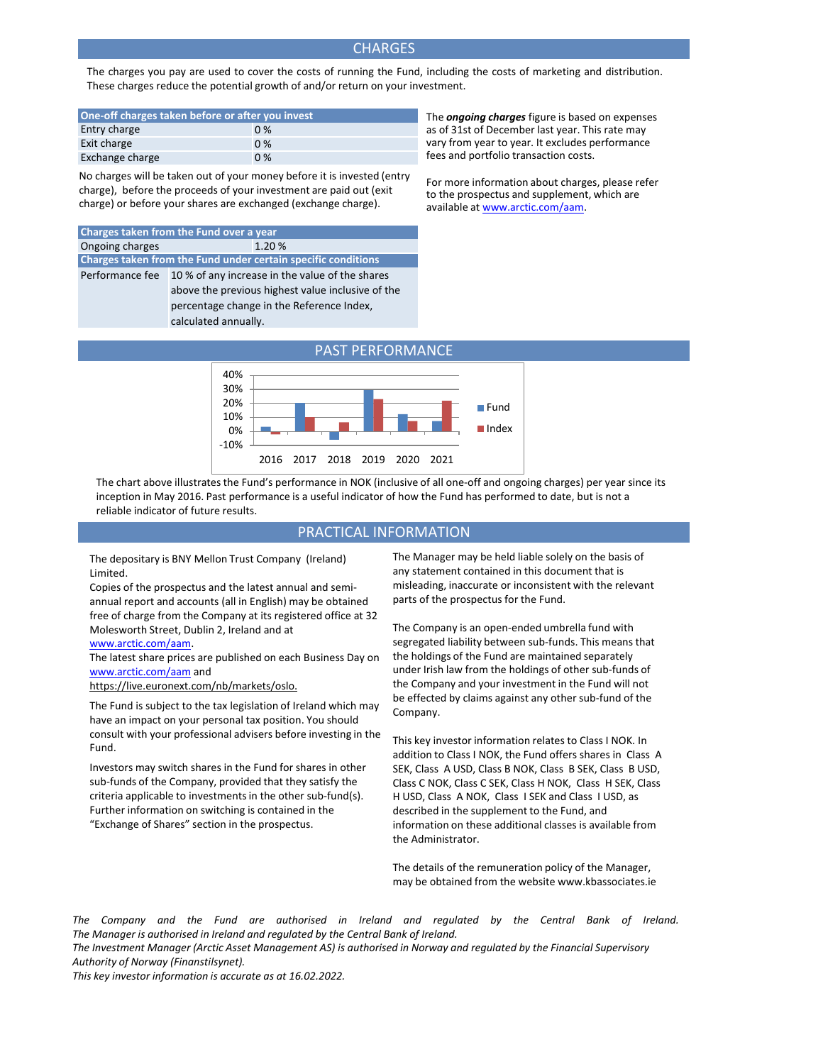## CHARGES

The charges you pay are used to cover the costs of running the Fund, including the costs of marketing and distribution. These charges reduce the potential growth of and/or return on your investment.

| One-off charges taken before or after you invest | |
|---|---|
| Entry charge | 0 % |
| Exit charge | 0 % |
| Exchange charge | 0 % |

No charges will be taken out of your money before it is invested (entry charge), before the proceeds of your investment are paid out (exit charge) or before your shares are exchanged (exchange charge).

| Charges taken from the Fund over a year | |
|---|---|
| Ongoing charges | 1.20 % |
| **Charges taken from the Fund under certain specific conditions** | |
| Performance fee | 10 % of any increase in the value of the shares above the previous highest value inclusive of the percentage change in the Reference Index, calculated annually. |

The ***ongoing charges*** figure is based on expenses as of 31st of December last year. This rate may vary from year to year. It excludes performance fees and portfolio transaction costs.

For more information about charges, please refer to the prospectus and supplement, which are available at www.arctic.com/aam.

## PAST PERFORMANCE

40%
30%
20%
10%
0%
-10%
2016 2017 2018 2019 2020 2021
Fund
Index

The chart above illustrates the Fund's performance in NOK (inclusive of all one-off and ongoing charges) per year since its inception in May 2016. Past performance is a useful indicator of how the Fund has performed to date, but is not a reliable indicator of future results.

## PRACTICAL INFORMATION

The depositary is BNY Mellon Trust Company (Ireland) Limited.
Copies of the prospectus and the latest annual and semi-annual report and accounts (all in English) may be obtained free of charge from the Company at its registered office at 32 Molesworth Street, Dublin 2, Ireland and at www.arctic.com/aam.
The latest share prices are published on each Business Day on www.arctic.com/aam and https://live.euronext.com/nb/markets/oslo.

The Fund is subject to the tax legislation of Ireland which may have an impact on your personal tax position. You should consult with your professional advisers before investing in the Fund.

Investors may switch shares in the Fund for shares in other sub-funds of the Company, provided that they satisfy the criteria applicable to investments in the other sub-fund(s). Further information on switching is contained in the "Exchange of Shares" section in the prospectus.

The Manager may be held liable solely on the basis of any statement contained in this document that is misleading, inaccurate or inconsistent with the relevant parts of the prospectus for the Fund.

The Company is an open-ended umbrella fund with segregated liability between sub-funds. This means that the holdings of the Fund are maintained separately under Irish law from the holdings of other sub-funds of the Company and your investment in the Fund will not be effected by claims against any other sub-fund of the Company.

This key investor information relates to Class I NOK. In addition to Class I NOK, the Fund offers shares in Class A SEK, Class A USD, Class B NOK, Class B SEK, Class B USD, Class C NOK, Class C SEK, Class H NOK, Class H SEK, Class H USD, Class A NOK, Class I SEK and Class I USD, as described in the supplement to the Fund, and information on these additional classes is available from the Administrator.

The details of the remuneration policy of the Manager, may be obtained from the website www.kbassociates.ie

*The Company and the Fund are authorised in Ireland and regulated by the Central Bank of Ireland.*
*The Manager is authorised in Ireland and regulated by the Central Bank of Ireland.*
*The Investment Manager (Arctic Asset Management AS) is authorised in Norway and regulated by the Financial Supervisory Authority of Norway (Finanstilsynet).*
*This key investor information is accurate as at 16.02.2022.*